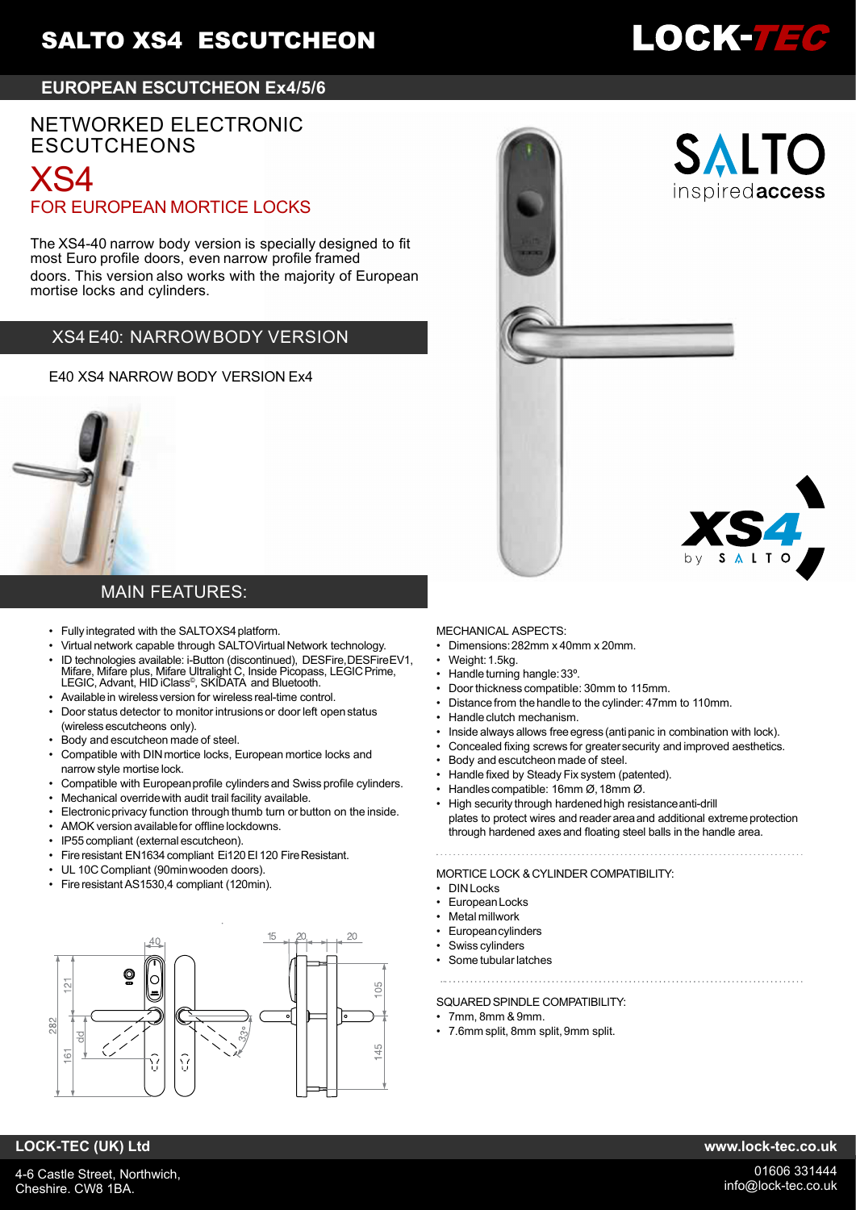# SALTO XS4 ESCUTCHEON

LOCK-TEC

## EUROPEAN ESCUTCHEON Ex4/5/6

NETWORKED ELECTRONIC ESCUTCHEONS

# XS4

FOR EUROPEAN MORTICE LOCKS

The XS4-40 narrow body version is specially designed to fit most Euro profile doors, even narrow profile framed doors. This version also works with the majority of European mortise locks and cylinders.

## XS4 E40: NARROW BODY VERSION

E40 XS4 NARROW BODY VERSION Ex4

## MAIN FEATURES:

- Fully integrated with the SALTO XS4 platform.
- Virtual network capable through SALTO Virtual Network technology.
- ID technologies available: i-Button (discontinued), DESFire, DESFire EV1, Mifare, Mifare plus, Mifare Ultralight C, Inside Picopass, LEGIC Prime, LEGIC, Advant, HID iClass®, SKIDATA and Bluetooth.
- Available in wireless version for wireless real-time control.
- Door status detector to monitor intrusions or door left open status (wireless escutcheons only).
- Body and escutcheon made of steel.
- Compatible with DIN mortice locks, European mortice locks and narrow style mortise lock.
- Compatible with European profile cylinders and Swiss profile cylinders.
- Mechanical override with audit trail facility available.
- Electronic privacy function through thumb turn or button on the inside.
- AMOK version available for offline lockdowns.
- IP55 compliant (external escutcheon).
- Fire resistant EN1634 compliant Ei120 EI 120 Fire Resistant.
- UL 10C Compliant (90min wooden doors).
- Fire resistant AS1530,4 compliant (120min).

MECHANICAL ASPECTS:

- Dimensions: 282mm x 40mm x 20mm.
- Weight: 1.5kg.
- Handle turning hangle: 33º.
- Door thickness compatible: 30mm to 115mm.
- Distance from the handle to the cylinder: 47mm to 110mm.
- Handle clutch mechanism.
- Inside always allows free egress (anti panic in combination with lock).
- Concealed fixing screws for greater security and improved aesthetics.
- Body and escutcheon made of steel.
- Handle fixed by Steady Fix system (patented).
- Handles compatible: 16mm Ø, 18mm Ø.
- High security through hardened high resistance anti-drill plates to protect wires and reader area and additional extreme protection through hardened axes and floating steel balls in the handle area.

MORTICE LOCK & CYLINDER COMPATIBILITY:

- DIN Locks
- European Locks
- Metal millwork
- European cylinders
- Swiss cylinders
- Some tubular latches

SQUARED SPINDLE COMPATIBILITY:

- 7mm, 8mm & 9mm.
- 7.6mm split, 8mm split, 9mm split.

**LOCK-TEC (UK) Ltd**

4-6 Castle Street, Northwich, Cheshire. CW8 1BA.

**www.lock-tec.co.uk**

01606 331444
info@lock-tec.co.uk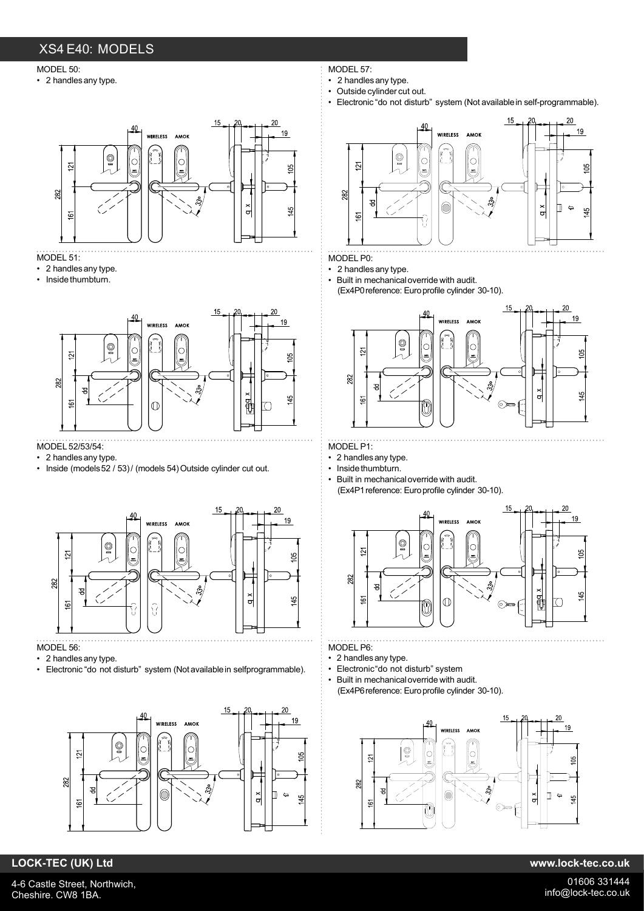## XS4 E40: MODELS

MODEL 50:
- 2 handles any type.

MODEL 51:
- 2 handles any type.
- Inside thumbturn.

MODEL 52/53/54:
- 2 handles any type.
- Inside (models 52 / 53) / (models 54) Outside cylinder cut out.

MODEL 56:
- 2 handles any type.
- Electronic "do not disturb" system (Not available in selfprogrammable).

MODEL 57:
- 2 handles any type.
- Outside cylinder cut out.
- Electronic "do not disturb" system (Not available in self-programmable).

MODEL P0:
- 2 handles any type.
- Built in mechanical override with audit.
  (Ex4P0 reference: Euro profile cylinder 30-10).

MODEL P1:
- 2 handles any type.
- Inside thumbturn.
- Built in mechanical override with audit.
  (Ex4P1 reference: Euro profile cylinder 30-10).

MODEL P6:
- 2 handles any type.
- Electronic "do not disturb" system
- Built in mechanical override with audit.
  (Ex4P6 reference: Euro profile cylinder 30-10).

**LOCK-TEC (UK) Ltd**

4-6 Castle Street, Northwich,
Cheshire. CW8 1BA.

**www.lock-tec.co.uk**

01606 331444
info@lock-tec.co.uk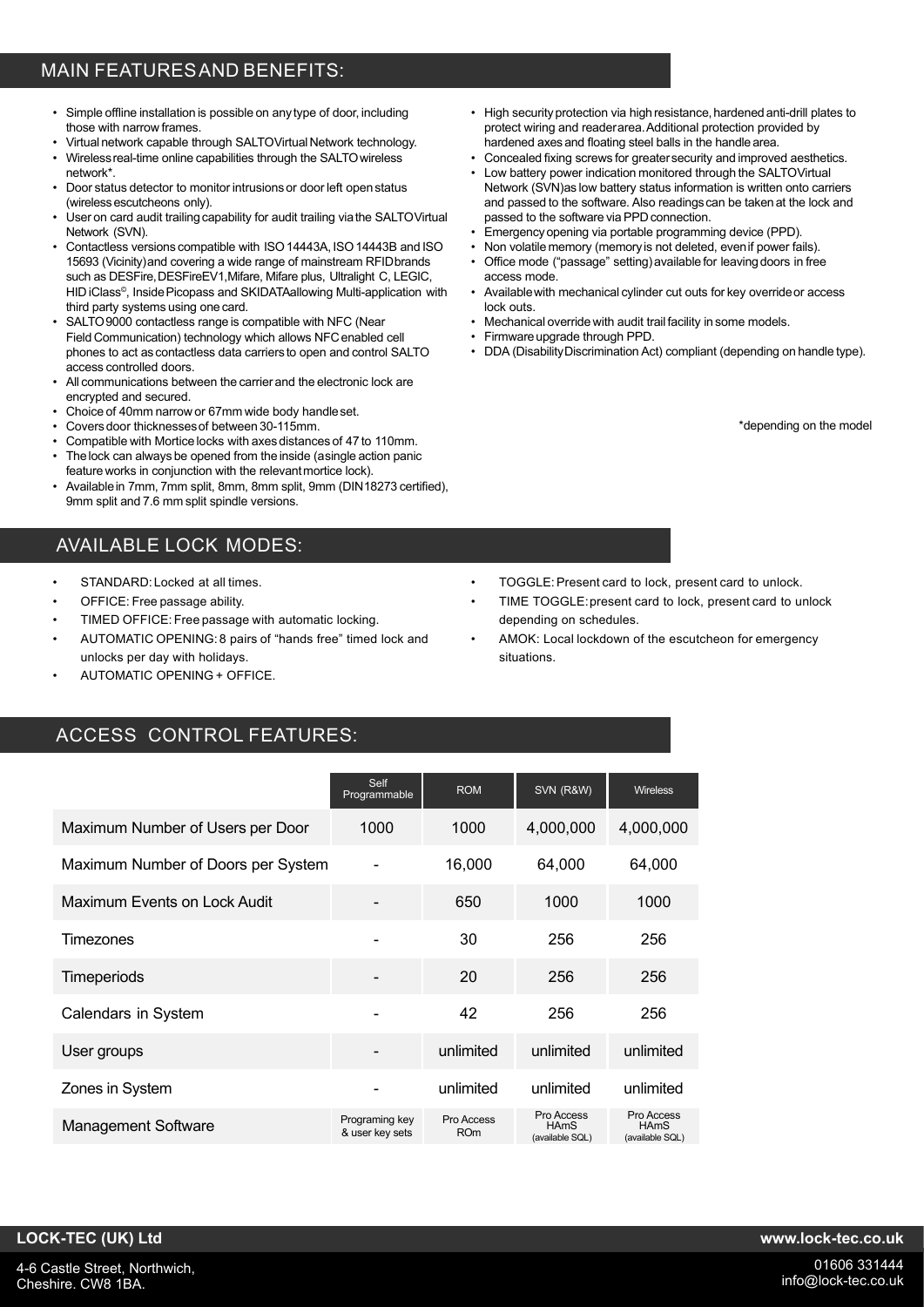## MAIN FEATURES AND BENEFITS:

- Simple offline installation is possible on any type of door, including those with narrow frames.
- Virtual network capable through SALTO Virtual Network technology.
- Wireless real-time online capabilities through the SALTO wireless network*.
- Door status detector to monitor intrusions or door left open status (wireless escutcheons only).
- User on card audit trailing capability for audit trailing via the SALTO Virtual Network (SVN).
- Contactless versions compatible with ISO 14443A, ISO 14443B and ISO 15693 (Vicinity) and covering a wide range of mainstream RFID brands such as DESFire, DESFireEV1, Mifare, Mifare plus, Ultralight C, LEGIC, HID iClass©, Inside Picopass and SKIDATA allowing Multi-application with third party systems using one card.
- SALTO 9000 contactless range is compatible with NFC (Near Field Communication) technology which allows NFC enabled cell phones to act as contactless data carriers to open and control SALTO access controlled doors.
- All communications between the carrier and the electronic lock are encrypted and secured.
- Choice of 40mm narrow or 67mm wide body handle set.
- Covers door thicknesses of between 30-115mm.
- Compatible with Mortice locks with axes distances of 47 to 110mm.
- The lock can always be opened from the inside (a single action panic feature works in conjunction with the relevant mortice lock).
- Available in 7mm, 7mm split, 8mm, 8mm split, 9mm (DIN18273 certified), 9mm split and 7.6 mm split spindle versions.
- High security protection via high resistance, hardened anti-drill plates to protect wiring and reader area. Additional protection provided by hardened axes and floating steel balls in the handle area.
- Concealed fixing screws for greater security and improved aesthetics.
- Low battery power indication monitored through the SALTO Virtual Network (SVN) as low battery status information is written onto carriers and passed to the software. Also readings can be taken at the lock and passed to the software via PPD connection.
- Emergency opening via portable programming device (PPD).
- Non volatile memory (memory is not deleted, even if power fails).
- Office mode ("passage" setting) available for leaving doors in free access mode.
- Available with mechanical cylinder cut outs for key override or access lock outs.
- Mechanical override with audit trail facility in some models.
- Firmware upgrade through PPD.
- DDA (Disability Discrimination Act) compliant (depending on handle type).

*depending on the model

## AVAILABLE LOCK MODES:

- STANDARD: Locked at all times.
- OFFICE: Free passage ability.
- TIMED OFFICE: Free passage with automatic locking.
- AUTOMATIC OPENING: 8 pairs of "hands free" timed lock and unlocks per day with holidays.
- AUTOMATIC OPENING + OFFICE.
- TOGGLE: Present card to lock, present card to unlock.
- TIME TOGGLE: present card to lock, present card to unlock depending on schedules.
- AMOK: Local lockdown of the escutcheon for emergency situations.

## ACCESS CONTROL FEATURES:

| | Self Programmable | ROM | SVN (R&W) | Wireless |
|---|---|---|---|---|
| Maximum Number of Users per Door | 1000 | 1000 | 4,000,000 | 4,000,000 |
| Maximum Number of Doors per System | - | 16,000 | 64,000 | 64,000 |
| Maximum Events on Lock Audit | - | 650 | 1000 | 1000 |
| Timezones | - | 30 | 256 | 256 |
| Timeperiods | - | 20 | 256 | 256 |
| Calendars in System | - | 42 | 256 | 256 |
| User groups | - | unlimited | unlimited | unlimited |
| Zones in System | - | unlimited | unlimited | unlimited |
| Management Software | Programing key & user key sets | Pro Access ROm | Pro Access HAmS (available SQL) | Pro Access HAmS (available SQL) |

**LOCK-TEC (UK) Ltd**
4-6 Castle Street, Northwich, Cheshire. CW8 1BA.

**www.lock-tec.co.uk**
01606 331444
info@lock-tec.co.uk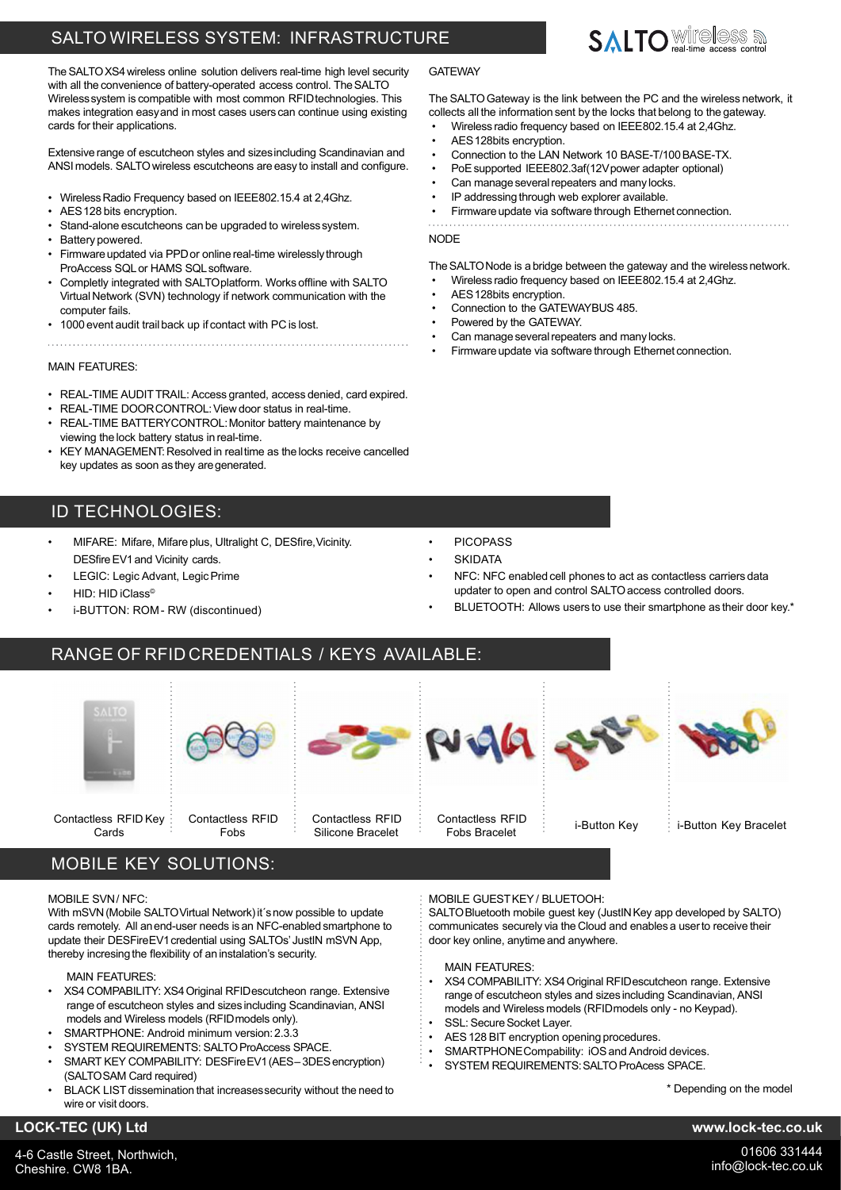# SALTO WIRELESS SYSTEM: INFRASTRUCTURE

The SALTO XS4 wireless online solution delivers real-time high level security with all the convenience of battery-operated access control. The SALTO Wireless system is compatible with most common RFID technologies. This makes integration easy and in most cases users can continue using existing cards for their applications.

Extensive range of escutcheon styles and sizes including Scandinavian and ANSI models. SALTO wireless escutcheons are easy to install and configure.

- Wireless Radio Frequency based on IEEE802.15.4 at 2,4Ghz.
- AES 128 bits encryption.
- Stand-alone escutcheons can be upgraded to wireless system.
- Battery powered.
- Firmware updated via PPD or online real-time wirelessly through ProAccess SQL or HAMS SQL software.
- Completly integrated with SALTO platform. Works offline with SALTO Virtual Network (SVN) technology if network communication with the computer fails.
- 1000 event audit trail back up if contact with PC is lost.

MAIN FEATURES:

- REAL-TIME AUDIT TRAIL: Access granted, access denied, card expired.
- REAL-TIME DOOR CONTROL: View door status in real-time.
- REAL-TIME BATTERY CONTROL: Monitor battery maintenance by viewing the lock battery status in real-time.
- KEY MANAGEMENT: Resolved in real time as the locks receive cancelled key updates as soon as they are generated.

GATEWAY

The SALTO Gateway is the link between the PC and the wireless network, it collects all the information sent by the locks that belong to the gateway.

- Wireless radio frequency based on IEEE802.15.4 at 2,4Ghz.
- AES 128bits encryption.
- Connection to the LAN Network 10 BASE-T/100 BASE-TX.
- PoE supported IEEE802.3af(12V power adapter optional)
- Can manage several repeaters and many locks.
- IP addressing through web explorer available.
- Firmware update via software through Ethernet connection.

NODE

The SALTO Node is a bridge between the gateway and the wireless network.

- Wireless radio frequency based on IEEE802.15.4 at 2,4Ghz.
- AES 128bits encryption.
- Connection to the GATEWAYBUS 485.
- Powered by the GATEWAY.
- Can manage several repeaters and many locks.
- Firmware update via software through Ethernet connection.

## ID TECHNOLOGIES:

- MIFARE: Mifare, Mifare plus, Ultralight C, DESfire, Vicinity. DESfire EV1 and Vicinity cards.
- LEGIC: Legic Advant, Legic Prime
- HID: HID iClass©
- i-BUTTON: ROM - RW (discontinued)
- PICOPASS
- SKIDATA
- NFC: NFC enabled cell phones to act as contactless carriers data updater to open and control SALTO access controlled doors.
- BLUETOOTH: Allows users to use their smartphone as their door key.*

## RANGE OF RFID CREDENTIALS / KEYS AVAILABLE:

Contactless RFID Key Cards

Contactless RFID Fobs

Contactless RFID Silicone Bracelet

Contactless RFID Fobs Bracelet

i-Button Key

i-Button Key Bracelet

## MOBILE KEY SOLUTIONS:

MOBILE SVN / NFC:

With mSVN (Mobile SALTO Virtual Network) it´s now possible to update cards remotely. All an end-user needs is an NFC-enabled smartphone to update their DESFireEV1 credential using SALTOs' JustIN mSVN App, thereby incresing the flexibility of an instalation's security.

MAIN FEATURES:

- XS4 COMPABILITY: XS4 Original RFID escutcheon range. Extensive range of escutcheon styles and sizes including Scandinavian, ANSI models and Wireless models (RFID models only).
- SMARTPHONE: Android minimum version: 2.3.3
- SYSTEM REQUIREMENTS: SALTO ProAccess SPACE.
- SMART KEY COMPABILITY: DESFire EV1 (AES– 3DES encryption) (SALTO SAM Card required)
- BLACK LIST dissemination that increases security without the need to wire or visit doors.

MOBILE GUEST KEY / BLUETOOH:

SALTO Bluetooth mobile guest key (JustIN Key app developed by SALTO) communicates securely via the Cloud and enables a user to receive their door key online, anytime and anywhere.

MAIN FEATURES:

- XS4 COMPABILITY: XS4 Original RFID escutcheon range. Extensive range of escutcheon styles and sizes including Scandinavian, ANSI models and Wireless models (RFID models only - no Keypad).
- SSL: Secure Socket Layer.
- AES 128 BIT encryption opening procedures.
- SMARTPHONE Compability: iOS and Android devices.
- SYSTEM REQUIREMENTS: SALTO ProAcess SPACE.

\* Depending on the model

**LOCK-TEC (UK) Ltd**

4-6 Castle Street, Northwich, Cheshire. CW8 1BA.

**www.lock-tec.co.uk**

01606 331444
info@lock-tec.co.uk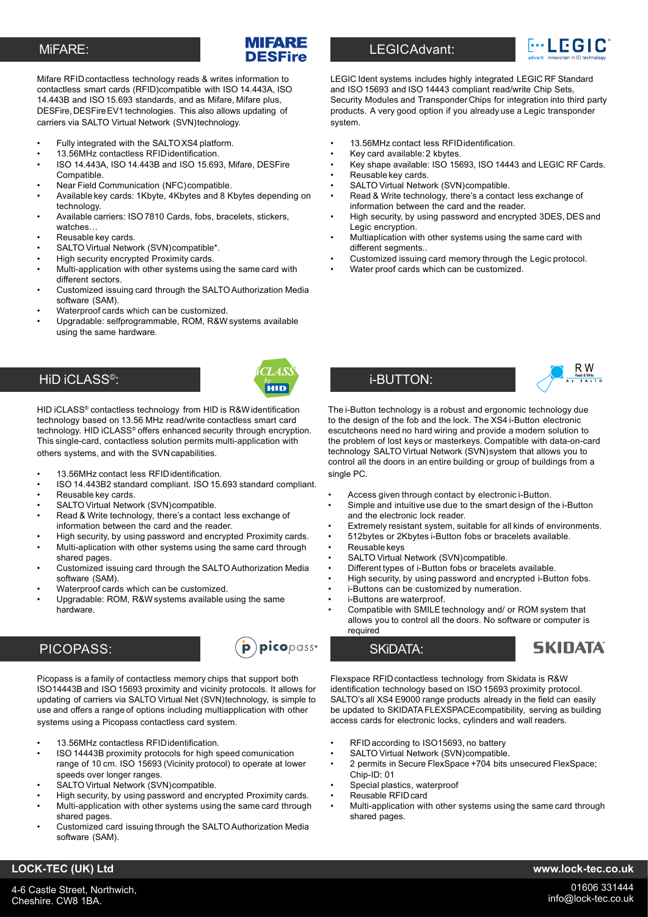## MiFARE:

Mifare RFID contactless technology reads & writes information to contactless smart cards (RFID)compatible with ISO 14.443A, ISO 14.443B and ISO 15.693 standards, and as Mifare, Mifare plus, DESFire, DESFire EV1 technologies. This also allows updating of carriers via SALTO Virtual Network (SVN)technology.

- Fully integrated with the SALTO XS4 platform.
- 13.56MHz contactless RFID identification.
- ISO 14.443A, ISO 14.443B and ISO 15.693, Mifare, DESFire Compatible.
- Near Field Communication (NFC) compatible.
- Available key cards: 1Kbyte, 4Kbytes and 8 Kbytes depending on technology.
- Available carriers: ISO 7810 Cards, fobs, bracelets, stickers, watches…
- Reusable key cards.
- SALTO Virtual Network (SVN)compatible*.
- High security encrypted Proximity cards.
- Multi-application with other systems using the same card with different sectors.
- Customized issuing card through the SALTO Authorization Media software (SAM).
- Waterproof cards which can be customized.
- Upgradable: selfprogrammable, ROM, R&W systems available using the same hardware.

## LEGICAdvant:

LEGIC Ident systems includes highly integrated LEGIC RF Standard and ISO 15693 and ISO 14443 compliant read/write Chip Sets, Security Modules and Transponder Chips for integration into third party products. A very good option if you already use a Legic transponder system.

- 13.56MHz contact less RFID identification.
- Key card available: 2 kbytes.
- Key shape available: ISO 15693, ISO 14443 and LEGIC RF Cards.
- Reusable key cards.
- SALTO Virtual Network (SVN)compatible.
- Read & Write technology, there's a contact less exchange of information between the card and the reader.
- High security, by using password and encrypted 3DES, DES and Legic encryption.
- Multiaplication with other systems using the same card with different segments..
- Customized issuing card memory through the Legic protocol.
- Water proof cards which can be customized.

## HiD iCLASS©:

HID iCLASS® contactless technology from HID is R&W identification technology based on 13.56 MHz read/write contactless smart card technology. HID iCLASS® offers enhanced security through encryption. This single-card, contactless solution permits multi-application with others systems, and with the SVN capabilities.

- 13.56MHz contact less RFID identification.
- ISO 14.443B2 standard compliant. ISO 15.693 standard compliant.
- Reusable key cards.
- SALTO Virtual Network (SVN)compatible.
- Read & Write technology, there's a contact less exchange of information between the card and the reader.
- High security, by using password and encrypted Proximity cards.
- Multi-aplication with other systems using the same card through shared pages.
- Customized issuing card through the SALTO Authorization Media software (SAM).
- Waterproof cards which can be customized.
- Upgradable: ROM, R&W systems available using the same hardware.

## i-BUTTON:

The i-Button technology is a robust and ergonomic technology due to the design of the fob and the lock. The XS4 i-Button electronic escutcheons need no hard wiring and provide a modern solution to the problem of lost keys or masterkeys. Compatible with data-on-card technology SALTO Virtual Network (SVN)system that allows you to control all the doors in an entire building or group of buildings from a single PC.

- Access given through contact by electronic i-Button.
- Simple and intuitive use due to the smart design of the i-Button and the electronic lock reader.
- Extremely resistant system, suitable for all kinds of environments.
- 512bytes or 2Kbytes i-Button fobs or bracelets available.
- Reusable keys
- SALTO Virtual Network (SVN)compatible.
- Different types of i-Button fobs or bracelets available.
- High security, by using password and encrypted i-Button fobs.
- i-Buttons can be customized by numeration.
- i-Buttons are waterproof.
- Compatible with SMILE technology and/ or ROM system that allows you to control all the doors. No software or computer is required

## PICOPASS:

Picopass is a family of contactless memory chips that support both ISO14443B and ISO 15693 proximity and vicinity protocols. It allows for updating of carriers via SALTO Virtual Net (SVN)technology, is simple to use and offers a range of options including multiapplication with other systems using a Picopass contactless card system.

- 13.56MHz contactless RFID identification.
- ISO 14443B proximity protocols for high speed comunication range of 10 cm. ISO 15693 (Vicinity protocol) to operate at lower speeds over longer ranges.
- SALTO Virtual Network (SVN)compatible.
- High security, by using password and encrypted Proximity cards.
- Multi-application with other systems using the same card through shared pages.
- Customized card issuing through the SALTO Authorization Media software (SAM).

## SKiDATA:

Flexspace RFID contactless technology from Skidata is R&W identification technology based on ISO 15693 proximity protocol. SALTO's all XS4 E9000 range products already in the field can easily be updated to SKIDATA FLEXSPACE compatibility, serving as building access cards for electronic locks, cylinders and wall readers.

- RFID according to ISO15693, no battery
- SALTO Virtual Network (SVN)compatible.
- 2 permits in Secure FlexSpace +704 bits unsecured FlexSpace; Chip-ID: 01
- Special plastics, waterproof
- Reusable RFID card
- Multi-application with other systems using the same card through shared pages.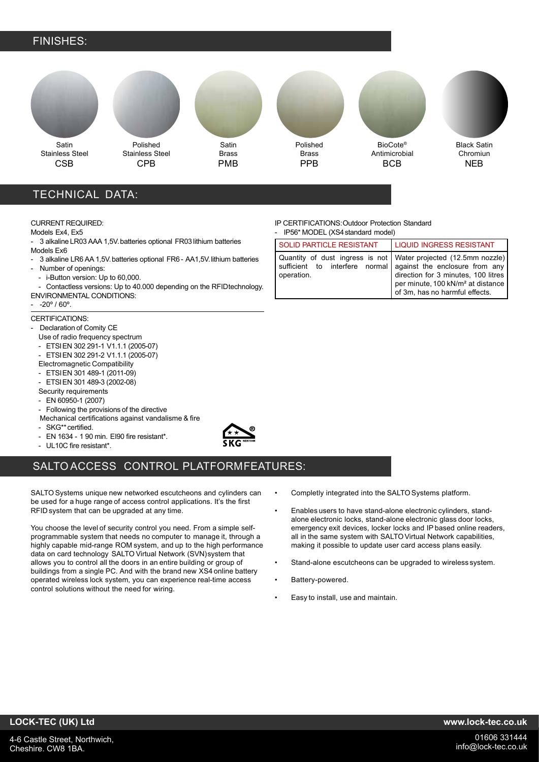## FINISHES:

Satin Stainless Steel
CSB

Polished Stainless Steel
CPB

Satin Brass
PMB

Polished Brass
PPB

BioCote® Antimicrobial
BCB

Black Satin Chromiun
NEB

## TECHNICAL DATA:

CURRENT REQUIRED:

Models Ex4, Ex5

- 3 alkaline LR03 AAA 1,5V. batteries optional FR03 lithium batteries

Models Ex6

- 3 alkaline LR6 AA 1,5V. batteries optional FR6 - AA1,5V. lithium batteries
- Number of openings:
  - i-Button version: Up to 60,000.
  - Contactless versions: Up to 40.000 depending on the RFID technology.

ENVIRONMENTAL CONDITIONS:

- -20º / 60º.

CERTIFICATIONS:

- Declaration of Comity CE

  Use of radio frequency spectrum
  - ETSI EN 302 291-1 V1.1.1 (2005-07)
  - ETSI EN 302 291-2 V1.1.1 (2005-07)

  Electromagnetic Compatibility
  - ETSI EN 301 489-1 (2011-09)
  - ETSI EN 301 489-3 (2002-08)

  Security requirements
  - EN 60950-1 (2007)
  - Following the provisions of the directive

  Mechanical certifications against vandalisme & fire
  - SKG** certified.
  - EN 1634 - 1 90 min. EI90 fire resistant*.
  - UL10C fire resistant*.

IP CERTIFICATIONS: Outdoor Protection Standard

- IP56* MODEL (XS4 standard model)

| SOLID PARTICLE RESISTANT | LIQUID INGRESS RESISTANT |
|---|---|
| Quantity of dust ingress is not sufficient to interfere normal operation. | Water projected (12.5mm nozzle) against the enclosure from any direction for 3 minutes, 100 litres per minute, 100 kN/m² at distance of 3m, has no harmful effects. |

## SALTO ACCESS CONTROL PLATFORM FEATURES:

SALTO Systems unique new networked escutcheons and cylinders can be used for a huge range of access control applications. It's the first RFID system that can be upgraded at any time.

You choose the level of security control you need. From a simple self-programmable system that needs no computer to manage it, through a highly capable mid-range ROM system, and up to the high performance data on card technology SALTO Virtual Network (SVN) system that allows you to control all the doors in an entire building or group of buildings from a single PC. And with the brand new XS4 online battery operated wireless lock system, you can experience real-time access control solutions without the need for wiring.

- Completly integrated into the SALTO Systems platform.
- Enables users to have stand-alone electronic cylinders, stand-alone electronic locks, stand-alone electronic glass door locks, emergency exit devices, locker locks and IP based online readers, all in the same system with SALTO Virtual Network capabilities, making it possible to update user card access plans easily.
- Stand-alone escutcheons can be upgraded to wireless system.
- Battery-powered.
- Easy to install, use and maintain.

**LOCK-TEC (UK) Ltd**

4-6 Castle Street, Northwich, Cheshire. CW8 1BA.

**www.lock-tec.co.uk**

01606 331444
info@lock-tec.co.uk